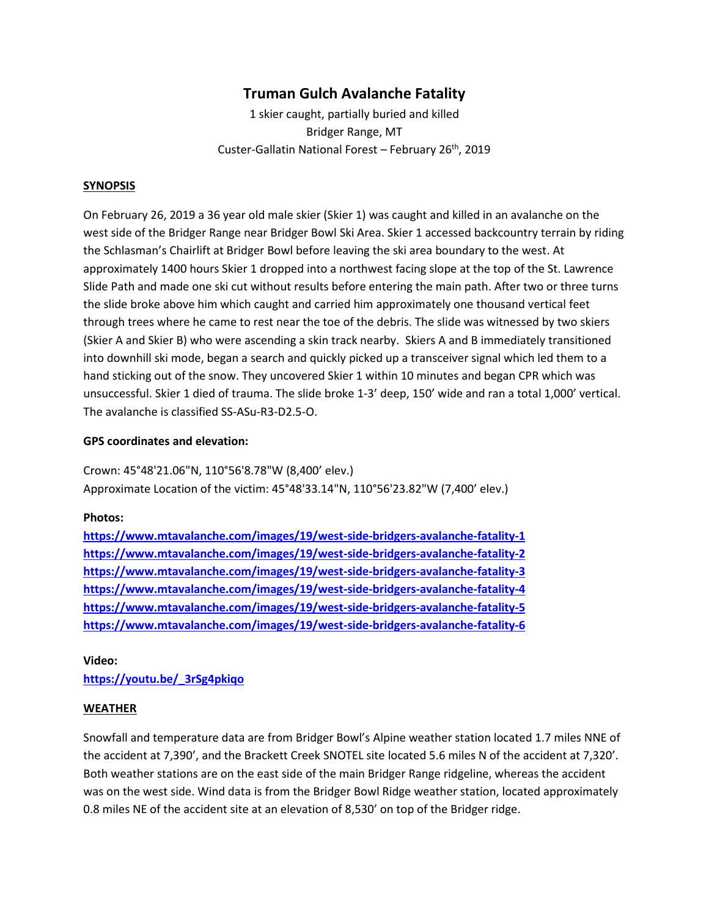# Truman Gulch Avalanche Fatality

1 skier caught, partially buried and killed
Bridger Range, MT
Custer-Gallatin National Forest – February 26th, 2019

## SYNOPSIS

On February 26, 2019 a 36 year old male skier (Skier 1) was caught and killed in an avalanche on the west side of the Bridger Range near Bridger Bowl Ski Area. Skier 1 accessed backcountry terrain by riding the Schlasman's Chairlift at Bridger Bowl before leaving the ski area boundary to the west. At approximately 1400 hours Skier 1 dropped into a northwest facing slope at the top of the St. Lawrence Slide Path and made one ski cut without results before entering the main path. After two or three turns the slide broke above him which caught and carried him approximately one thousand vertical feet through trees where he came to rest near the toe of the debris. The slide was witnessed by two skiers (Skier A and Skier B) who were ascending a skin track nearby. Skiers A and B immediately transitioned into downhill ski mode, began a search and quickly picked up a transceiver signal which led them to a hand sticking out of the snow. They uncovered Skier 1 within 10 minutes and began CPR which was unsuccessful. Skier 1 died of trauma. The slide broke 1-3' deep, 150' wide and ran a total 1,000' vertical. The avalanche is classified SS-ASu-R3-D2.5-O.

**GPS coordinates and elevation:**

Crown: 45°48'21.06"N, 110°56'8.78"W (8,400' elev.)
Approximate Location of the victim: 45°48'33.14"N, 110°56'23.82"W (7,400' elev.)

**Photos:**

https://www.mtavalanche.com/images/19/west-side-bridgers-avalanche-fatality-1
https://www.mtavalanche.com/images/19/west-side-bridgers-avalanche-fatality-2
https://www.mtavalanche.com/images/19/west-side-bridgers-avalanche-fatality-3
https://www.mtavalanche.com/images/19/west-side-bridgers-avalanche-fatality-4
https://www.mtavalanche.com/images/19/west-side-bridgers-avalanche-fatality-5
https://www.mtavalanche.com/images/19/west-side-bridgers-avalanche-fatality-6

**Video:**
https://youtu.be/_3rSg4pkiqo

## WEATHER

Snowfall and temperature data are from Bridger Bowl's Alpine weather station located 1.7 miles NNE of the accident at 7,390', and the Brackett Creek SNOTEL site located 5.6 miles N of the accident at 7,320'. Both weather stations are on the east side of the main Bridger Range ridgeline, whereas the accident was on the west side. Wind data is from the Bridger Bowl Ridge weather station, located approximately 0.8 miles NE of the accident site at an elevation of 8,530' on top of the Bridger ridge.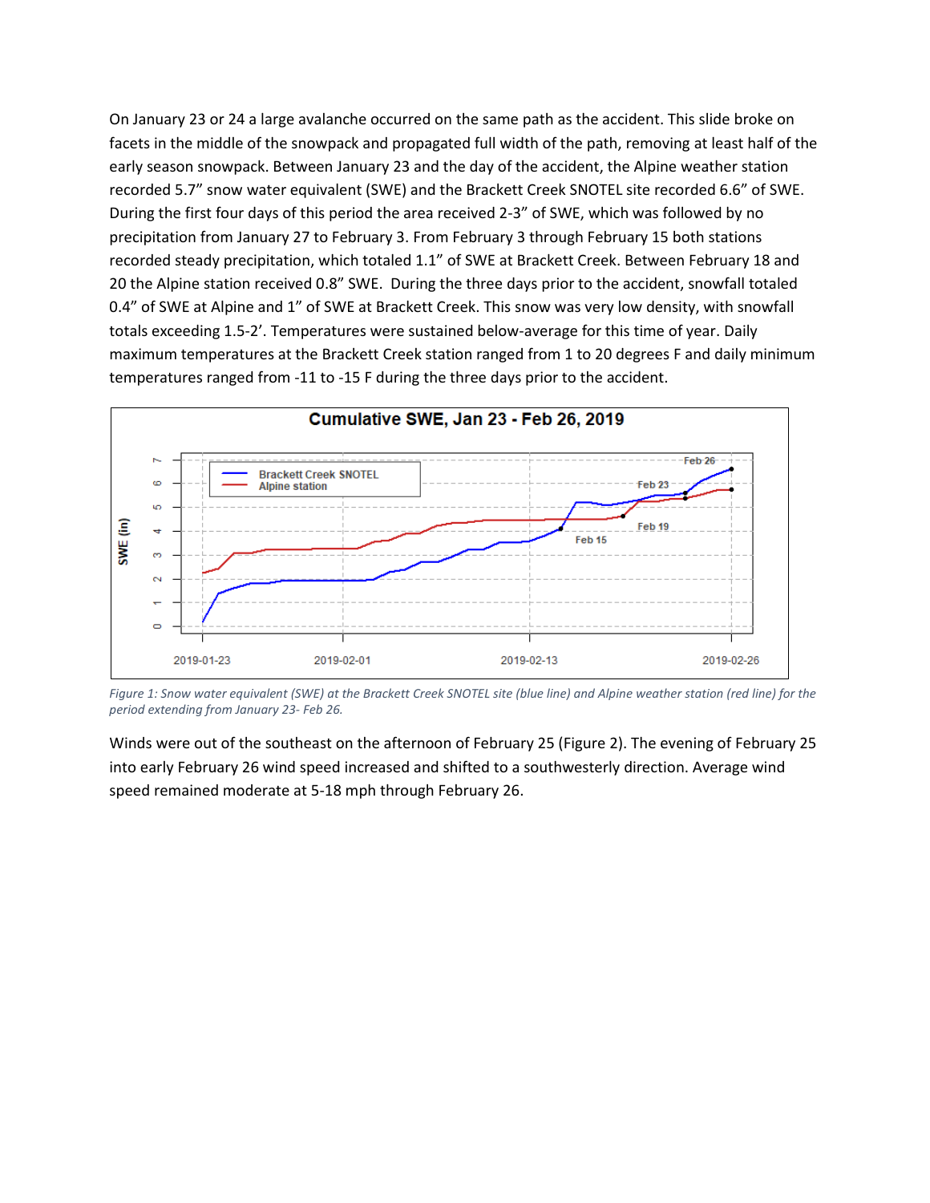On January 23 or 24 a large avalanche occurred on the same path as the accident. This slide broke on facets in the middle of the snowpack and propagated full width of the path, removing at least half of the early season snowpack. Between January 23 and the day of the accident, the Alpine weather station recorded 5.7" snow water equivalent (SWE) and the Brackett Creek SNOTEL site recorded 6.6" of SWE. During the first four days of this period the area received 2-3" of SWE, which was followed by no precipitation from January 27 to February 3. From February 3 through February 15 both stations recorded steady precipitation, which totaled 1.1" of SWE at Brackett Creek. Between February 18 and 20 the Alpine station received 0.8" SWE. During the three days prior to the accident, snowfall totaled 0.4" of SWE at Alpine and 1" of SWE at Brackett Creek. This snow was very low density, with snowfall totals exceeding 1.5-2'. Temperatures were sustained below-average for this time of year. Daily maximum temperatures at the Brackett Creek station ranged from 1 to 20 degrees F and daily minimum temperatures ranged from -11 to -15 F during the three days prior to the accident.

*Figure 1: Snow water equivalent (SWE) at the Brackett Creek SNOTEL site (blue line) and Alpine weather station (red line) for the period extending from January 23- Feb 26.*

Winds were out of the southeast on the afternoon of February 25 (Figure 2). The evening of February 25 into early February 26 wind speed increased and shifted to a southwesterly direction. Average wind speed remained moderate at 5-18 mph through February 26.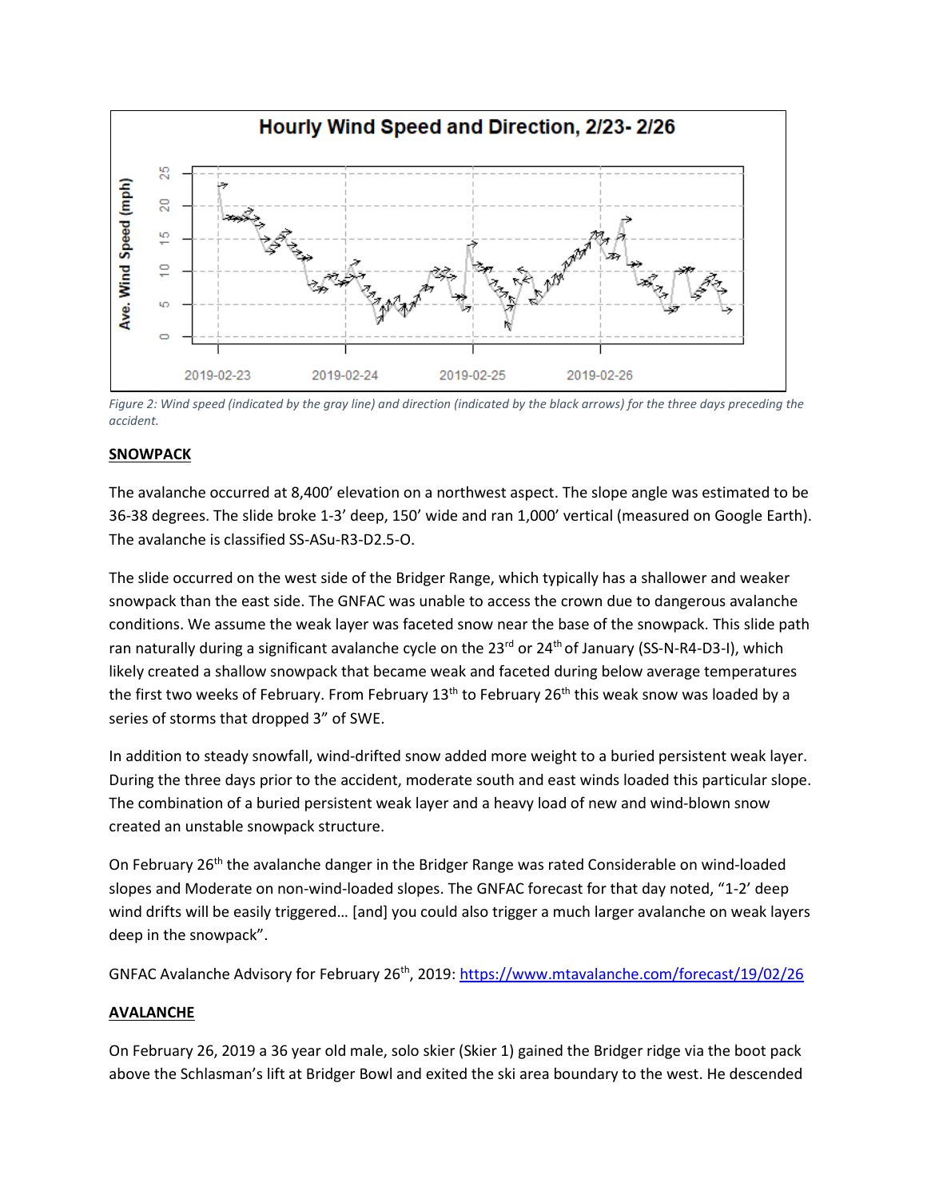*Figure 2: Wind speed (indicated by the gray line) and direction (indicated by the black arrows) for the three days preceding the accident.*

## SNOWPACK

The avalanche occurred at 8,400' elevation on a northwest aspect. The slope angle was estimated to be 36-38 degrees. The slide broke 1-3' deep, 150' wide and ran 1,000' vertical (measured on Google Earth). The avalanche is classified SS-ASu-R3-D2.5-O.

The slide occurred on the west side of the Bridger Range, which typically has a shallower and weaker snowpack than the east side. The GNFAC was unable to access the crown due to dangerous avalanche conditions. We assume the weak layer was faceted snow near the base of the snowpack. This slide path ran naturally during a significant avalanche cycle on the 23rd or 24th of January (SS-N-R4-D3-I), which likely created a shallow snowpack that became weak and faceted during below average temperatures the first two weeks of February. From February 13th to February 26th this weak snow was loaded by a series of storms that dropped 3" of SWE.

In addition to steady snowfall, wind-drifted snow added more weight to a buried persistent weak layer. During the three days prior to the accident, moderate south and east winds loaded this particular slope. The combination of a buried persistent weak layer and a heavy load of new and wind-blown snow created an unstable snowpack structure.

On February 26th the avalanche danger in the Bridger Range was rated Considerable on wind-loaded slopes and Moderate on non-wind-loaded slopes. The GNFAC forecast for that day noted, "1-2' deep wind drifts will be easily triggered… [and] you could also trigger a much larger avalanche on weak layers deep in the snowpack".

GNFAC Avalanche Advisory for February 26th, 2019: https://www.mtavalanche.com/forecast/19/02/26

## AVALANCHE

On February 26, 2019 a 36 year old male, solo skier (Skier 1) gained the Bridger ridge via the boot pack above the Schlasman's lift at Bridger Bowl and exited the ski area boundary to the west. He descended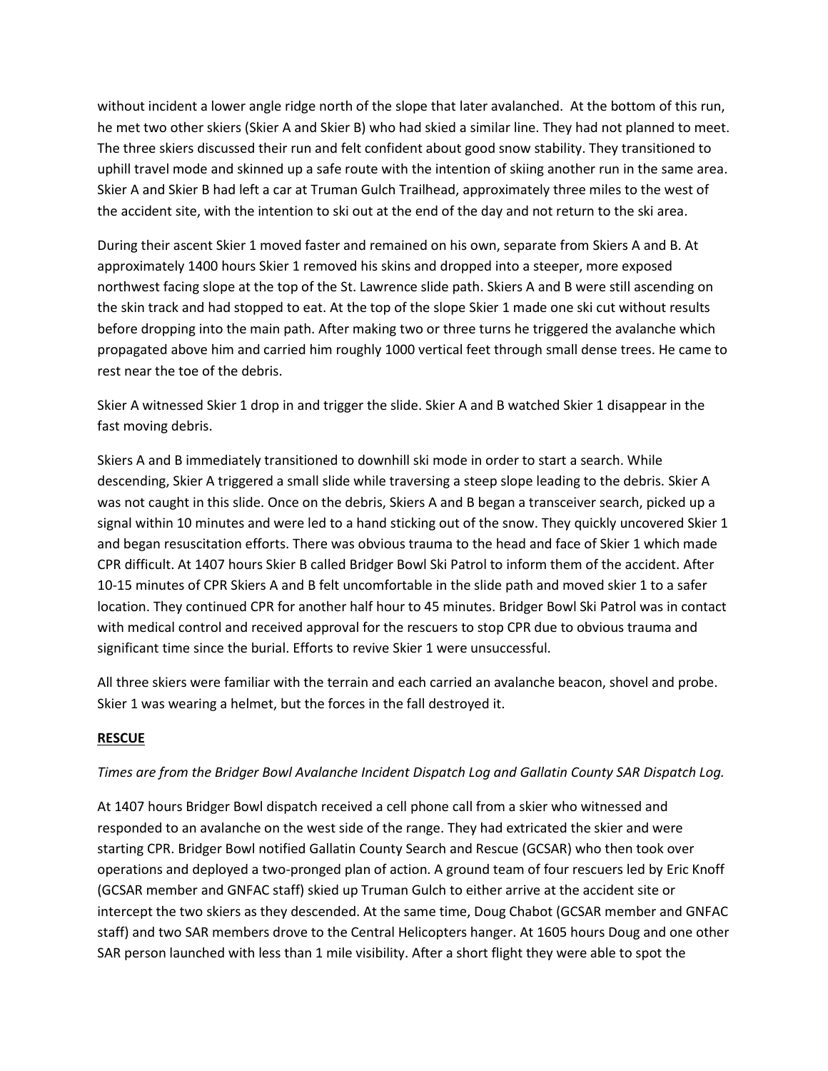without incident a lower angle ridge north of the slope that later avalanched. At the bottom of this run, he met two other skiers (Skier A and Skier B) who had skied a similar line. They had not planned to meet. The three skiers discussed their run and felt confident about good snow stability. They transitioned to uphill travel mode and skinned up a safe route with the intention of skiing another run in the same area. Skier A and Skier B had left a car at Truman Gulch Trailhead, approximately three miles to the west of the accident site, with the intention to ski out at the end of the day and not return to the ski area.

During their ascent Skier 1 moved faster and remained on his own, separate from Skiers A and B. At approximately 1400 hours Skier 1 removed his skins and dropped into a steeper, more exposed northwest facing slope at the top of the St. Lawrence slide path. Skiers A and B were still ascending on the skin track and had stopped to eat. At the top of the slope Skier 1 made one ski cut without results before dropping into the main path. After making two or three turns he triggered the avalanche which propagated above him and carried him roughly 1000 vertical feet through small dense trees. He came to rest near the toe of the debris.

Skier A witnessed Skier 1 drop in and trigger the slide. Skier A and B watched Skier 1 disappear in the fast moving debris.

Skiers A and B immediately transitioned to downhill ski mode in order to start a search. While descending, Skier A triggered a small slide while traversing a steep slope leading to the debris. Skier A was not caught in this slide. Once on the debris, Skiers A and B began a transceiver search, picked up a signal within 10 minutes and were led to a hand sticking out of the snow. They quickly uncovered Skier 1 and began resuscitation efforts. There was obvious trauma to the head and face of Skier 1 which made CPR difficult. At 1407 hours Skier B called Bridger Bowl Ski Patrol to inform them of the accident. After 10-15 minutes of CPR Skiers A and B felt uncomfortable in the slide path and moved skier 1 to a safer location. They continued CPR for another half hour to 45 minutes. Bridger Bowl Ski Patrol was in contact with medical control and received approval for the rescuers to stop CPR due to obvious trauma and significant time since the burial. Efforts to revive Skier 1 were unsuccessful.

All three skiers were familiar with the terrain and each carried an avalanche beacon, shovel and probe. Skier 1 was wearing a helmet, but the forces in the fall destroyed it.

## RESCUE

*Times are from the Bridger Bowl Avalanche Incident Dispatch Log and Gallatin County SAR Dispatch Log.*

At 1407 hours Bridger Bowl dispatch received a cell phone call from a skier who witnessed and responded to an avalanche on the west side of the range. They had extricated the skier and were starting CPR. Bridger Bowl notified Gallatin County Search and Rescue (GCSAR) who then took over operations and deployed a two-pronged plan of action. A ground team of four rescuers led by Eric Knoff (GCSAR member and GNFAC staff) skied up Truman Gulch to either arrive at the accident site or intercept the two skiers as they descended. At the same time, Doug Chabot (GCSAR member and GNFAC staff) and two SAR members drove to the Central Helicopters hanger. At 1605 hours Doug and one other SAR person launched with less than 1 mile visibility. After a short flight they were able to spot the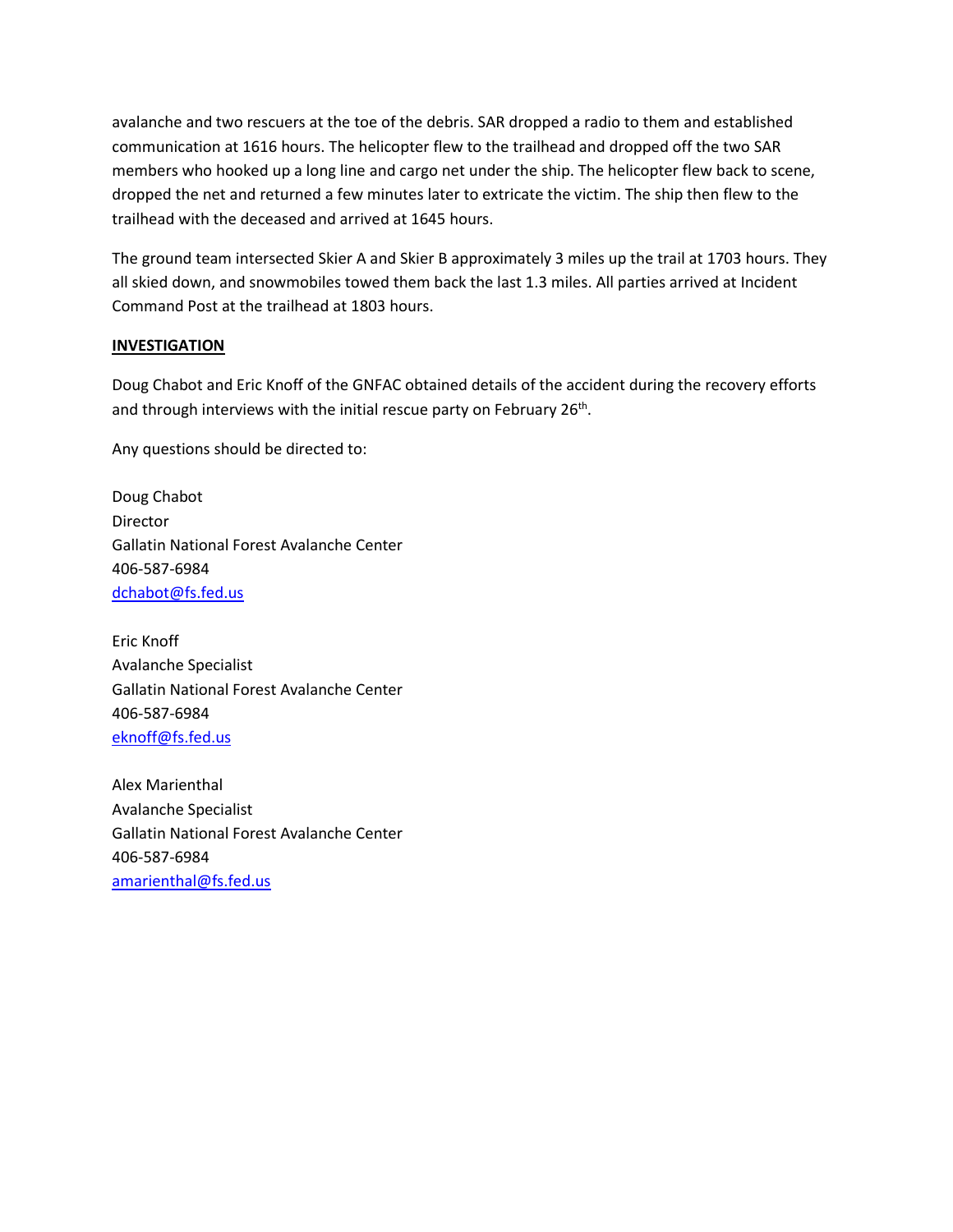avalanche and two rescuers at the toe of the debris. SAR dropped a radio to them and established communication at 1616 hours. The helicopter flew to the trailhead and dropped off the two SAR members who hooked up a long line and cargo net under the ship. The helicopter flew back to scene, dropped the net and returned a few minutes later to extricate the victim. The ship then flew to the trailhead with the deceased and arrived at 1645 hours.

The ground team intersected Skier A and Skier B approximately 3 miles up the trail at 1703 hours. They all skied down, and snowmobiles towed them back the last 1.3 miles. All parties arrived at Incident Command Post at the trailhead at 1803 hours.

**INVESTIGATION**

Doug Chabot and Eric Knoff of the GNFAC obtained details of the accident during the recovery efforts and through interviews with the initial rescue party on February 26th.

Any questions should be directed to:

Doug Chabot
Director
Gallatin National Forest Avalanche Center
406-587-6984
dchabot@fs.fed.us

Eric Knoff
Avalanche Specialist
Gallatin National Forest Avalanche Center
406-587-6984
eknoff@fs.fed.us

Alex Marienthal
Avalanche Specialist
Gallatin National Forest Avalanche Center
406-587-6984
amarienthal@fs.fed.us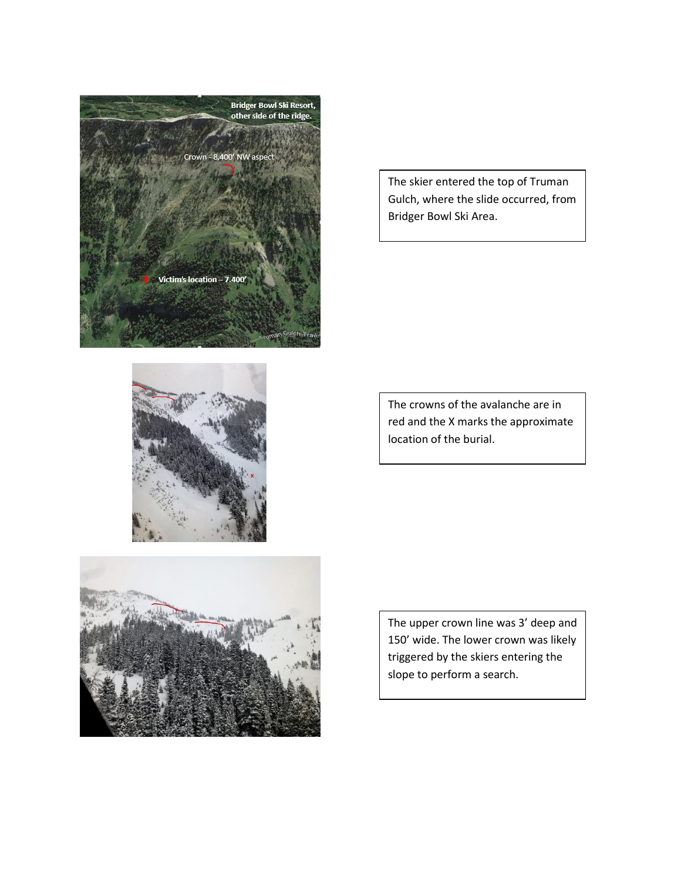The skier entered the top of Truman Gulch, where the slide occurred, from Bridger Bowl Ski Area.

The crowns of the avalanche are in red and the X marks the approximate location of the burial.

The upper crown line was 3' deep and 150' wide. The lower crown was likely triggered by the skiers entering the slope to perform a search.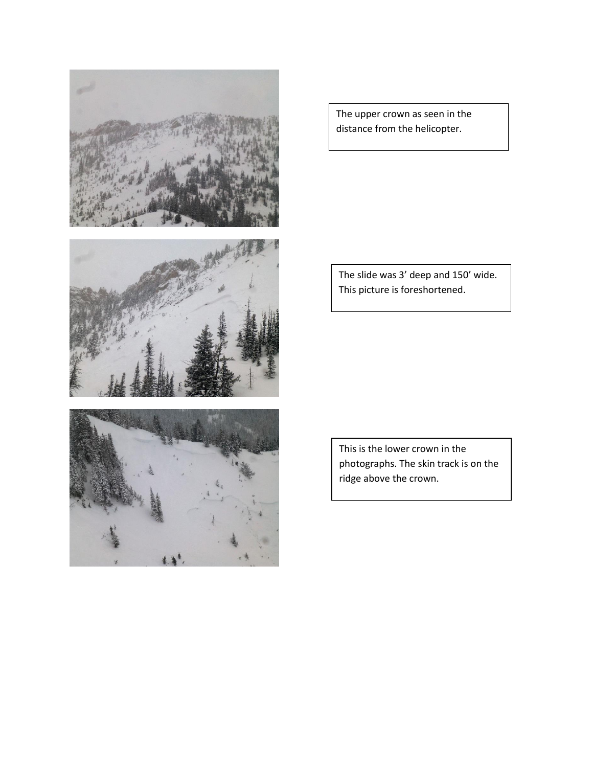The upper crown as seen in the distance from the helicopter.

The slide was 3’ deep and 150’ wide. This picture is foreshortened.

This is the lower crown in the photographs. The skin track is on the ridge above the crown.